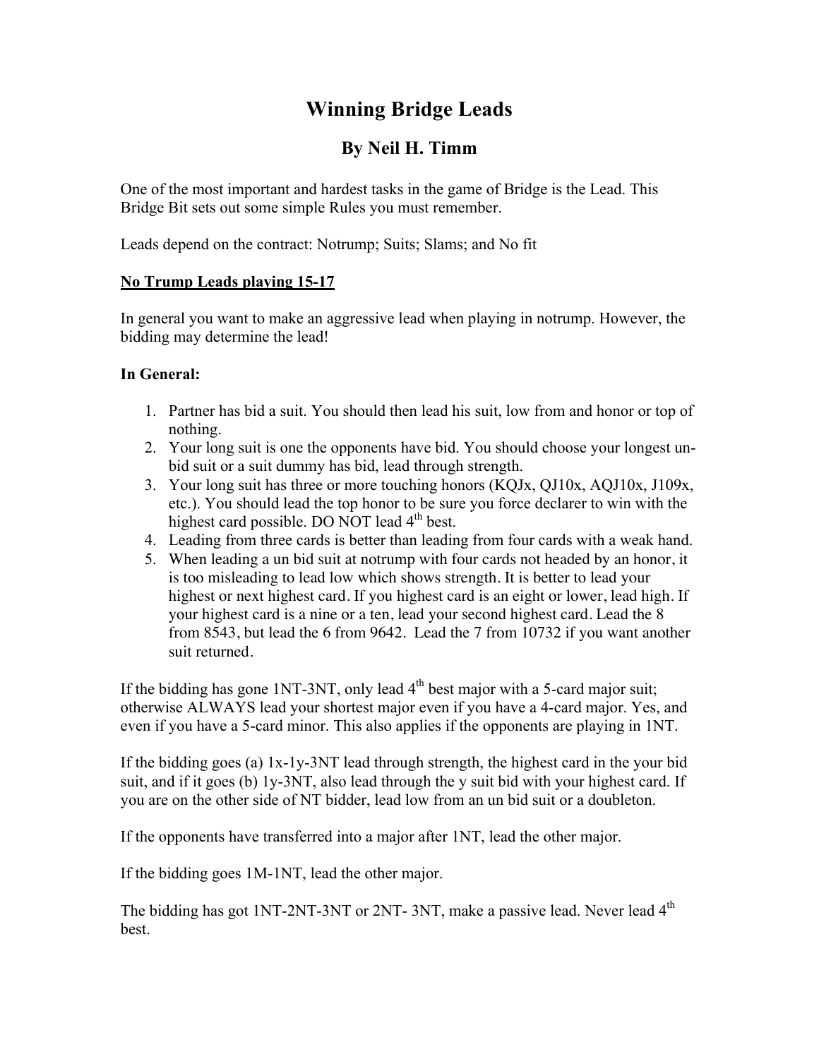# Winning Bridge Leads

## By Neil H. Timm

One of the most important and hardest tasks in the game of Bridge is the Lead. This Bridge Bit sets out some simple Rules you must remember.

Leads depend on the contract: Notrump; Suits; Slams; and No fit

### <u>No Trump Leads playing 15-17</u>

In general you want to make an aggressive lead when playing in notrump. However, the bidding may determine the lead!

**In General:**

1. Partner has bid a suit. You should then lead his suit, low from and honor or top of nothing.
2. Your long suit is one the opponents have bid. You should choose your longest un-bid suit or a suit dummy has bid, lead through strength.
3. Your long suit has three or more touching honors (KQJx, QJ10x, AQJ10x, J109x, etc.). You should lead the top honor to be sure you force declarer to win with the highest card possible. DO NOT lead 4th best.
4. Leading from three cards is better than leading from four cards with a weak hand.
5. When leading a un bid suit at notrump with four cards not headed by an honor, it is too misleading to lead low which shows strength. It is better to lead your highest or next highest card. If you highest card is an eight or lower, lead high. If your highest card is a nine or a ten, lead your second highest card. Lead the 8 from 8543, but lead the 6 from 9642. Lead the 7 from 10732 if you want another suit returned.

If the bidding has gone 1NT-3NT, only lead 4th best major with a 5-card major suit; otherwise ALWAYS lead your shortest major even if you have a 4-card major. Yes, and even if you have a 5-card minor. This also applies if the opponents are playing in 1NT.

If the bidding goes (a) 1x-1y-3NT lead through strength, the highest card in the your bid suit, and if it goes (b) 1y-3NT, also lead through the y suit bid with your highest card. If you are on the other side of NT bidder, lead low from an un bid suit or a doubleton.

If the opponents have transferred into a major after 1NT, lead the other major.

If the bidding goes 1M-1NT, lead the other major.

The bidding has got 1NT-2NT-3NT or 2NT- 3NT, make a passive lead. Never lead 4th best.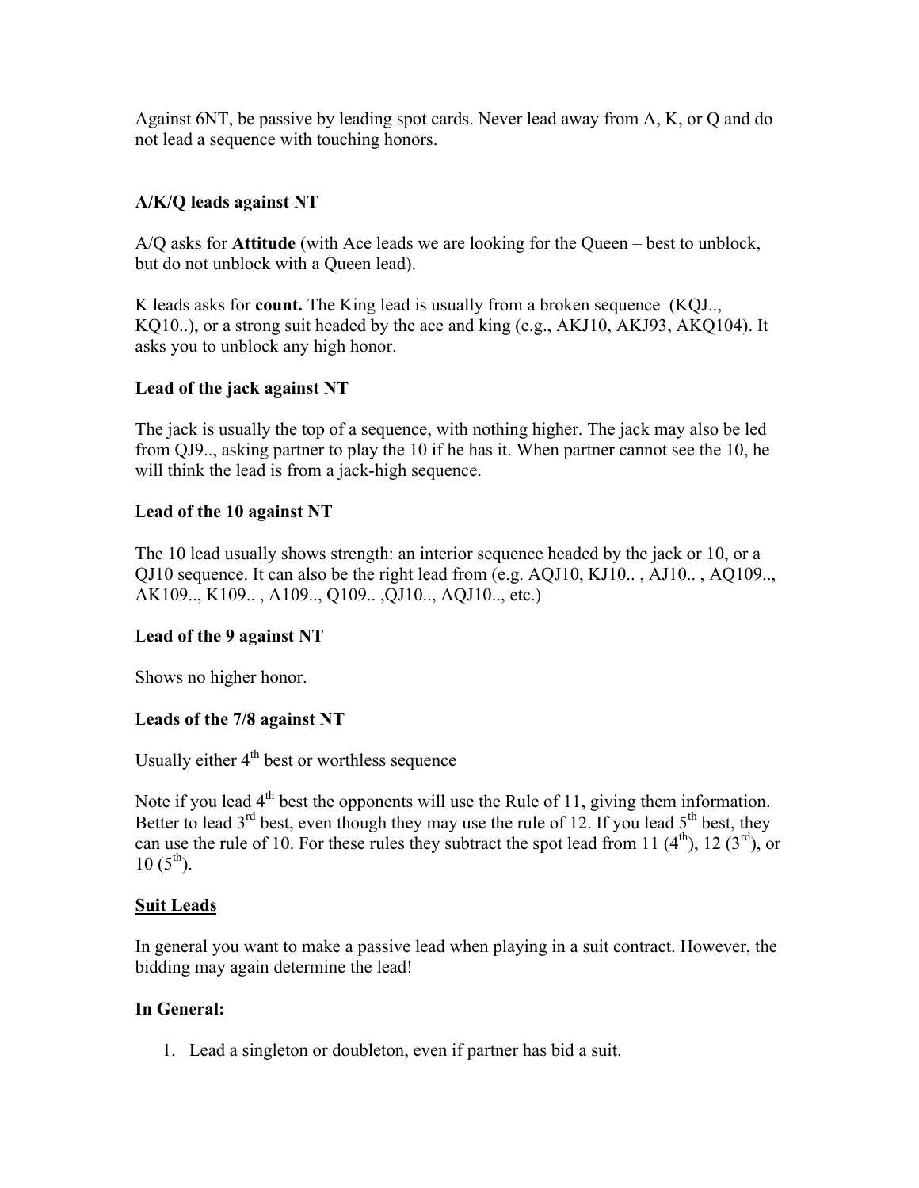Against 6NT, be passive by leading spot cards. Never lead away from A, K, or Q and do not lead a sequence with touching honors.

**A/K/Q leads against NT**

A/Q asks for **Attitude** (with Ace leads we are looking for the Queen – best to unblock, but do not unblock with a Queen lead).

K leads asks for **count.** The King lead is usually from a broken sequence (KQJ.., KQ10..), or a strong suit headed by the ace and king (e.g., AKJ10, AKJ93, AKQ104). It asks you to unblock any high honor.

**Lead of the jack against NT**

The jack is usually the top of a sequence, with nothing higher. The jack may also be led from QJ9.., asking partner to play the 10 if he has it. When partner cannot see the 10, he will think the lead is from a jack-high sequence.

**Lead of the 10 against NT**

The 10 lead usually shows strength: an interior sequence headed by the jack or 10, or a QJ10 sequence. It can also be the right lead from (e.g. AQJ10, KJ10.. , AJ10.. , AQ109.., AK109.., K109.. , A109.., Q109.. ,QJ10.., AQJ10.., etc.)

**Lead of the 9 against NT**

Shows no higher honor.

**Leads of the 7/8 against NT**

Usually either 4th best or worthless sequence

Note if you lead 4th best the opponents will use the Rule of 11, giving them information. Better to lead 3rd best, even though they may use the rule of 12. If you lead 5th best, they can use the rule of 10. For these rules they subtract the spot lead from 11 (4th), 12 (3rd), or 10 (5th).

**Suit Leads**

In general you want to make a passive lead when playing in a suit contract. However, the bidding may again determine the lead!

**In General:**

1. Lead a singleton or doubleton, even if partner has bid a suit.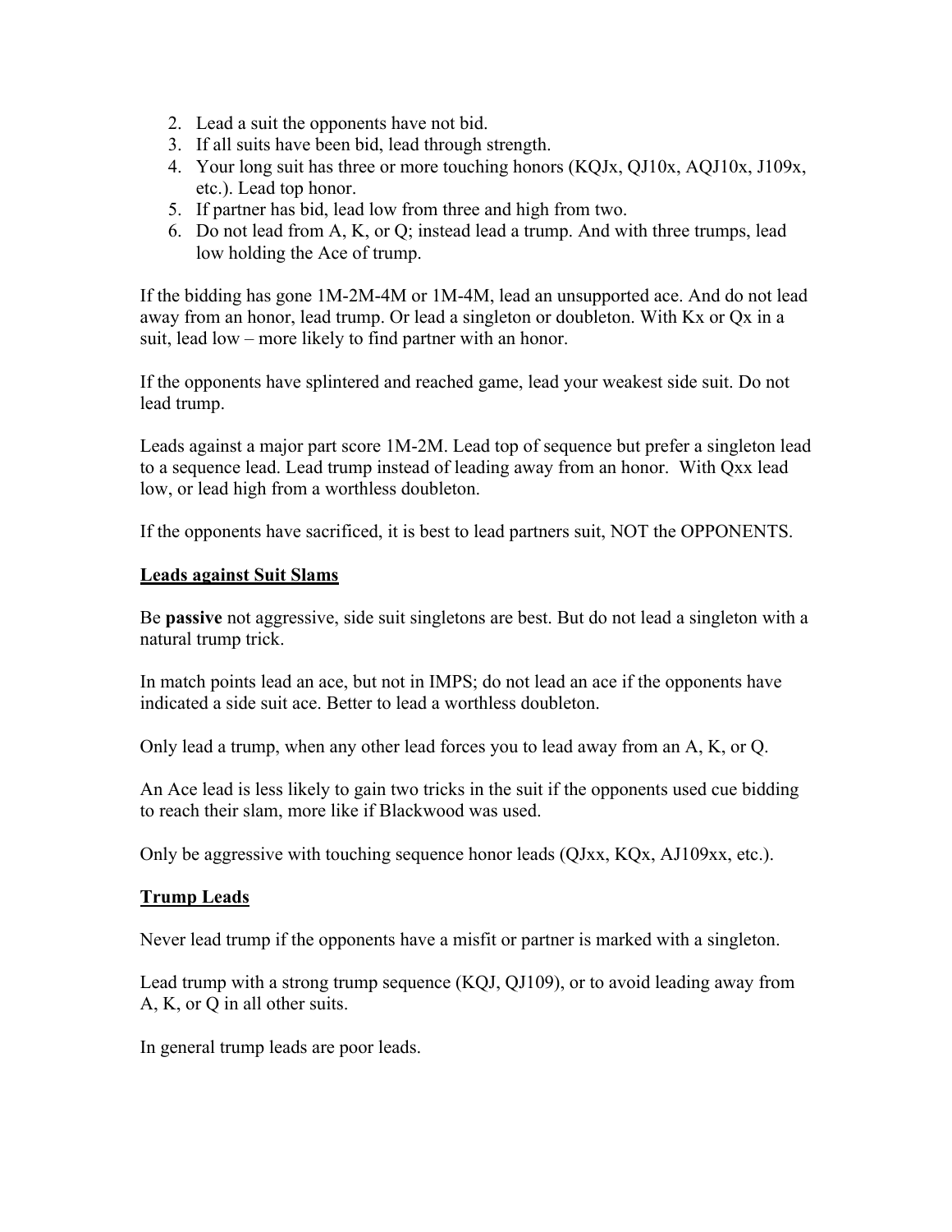2. Lead a suit the opponents have not bid.
3. If all suits have been bid, lead through strength.
4. Your long suit has three or more touching honors (KQJx, QJ10x, AQJ10x, J109x, etc.). Lead top honor.
5. If partner has bid, lead low from three and high from two.
6. Do not lead from A, K, or Q; instead lead a trump. And with three trumps, lead low holding the Ace of trump.

If the bidding has gone 1M-2M-4M or 1M-4M, lead an unsupported ace. And do not lead away from an honor, lead trump. Or lead a singleton or doubleton. With Kx or Qx in a suit, lead low – more likely to find partner with an honor.

If the opponents have splintered and reached game, lead your weakest side suit. Do not lead trump.

Leads against a major part score 1M-2M. Lead top of sequence but prefer a singleton lead to a sequence lead. Lead trump instead of leading away from an honor. With Qxx lead low, or lead high from a worthless doubleton.

If the opponents have sacrificed, it is best to lead partners suit, NOT the OPPONENTS.

<u>**Leads against Suit Slams**</u>

Be **passive** not aggressive, side suit singletons are best. But do not lead a singleton with a natural trump trick.

In match points lead an ace, but not in IMPS; do not lead an ace if the opponents have indicated a side suit ace. Better to lead a worthless doubleton.

Only lead a trump, when any other lead forces you to lead away from an A, K, or Q.

An Ace lead is less likely to gain two tricks in the suit if the opponents used cue bidding to reach their slam, more like if Blackwood was used.

Only be aggressive with touching sequence honor leads (QJxx, KQx, AJ109xx, etc.).

<u>**Trump Leads**</u>

Never lead trump if the opponents have a misfit or partner is marked with a singleton.

Lead trump with a strong trump sequence (KQJ, QJ109), or to avoid leading away from A, K, or Q in all other suits.

In general trump leads are poor leads.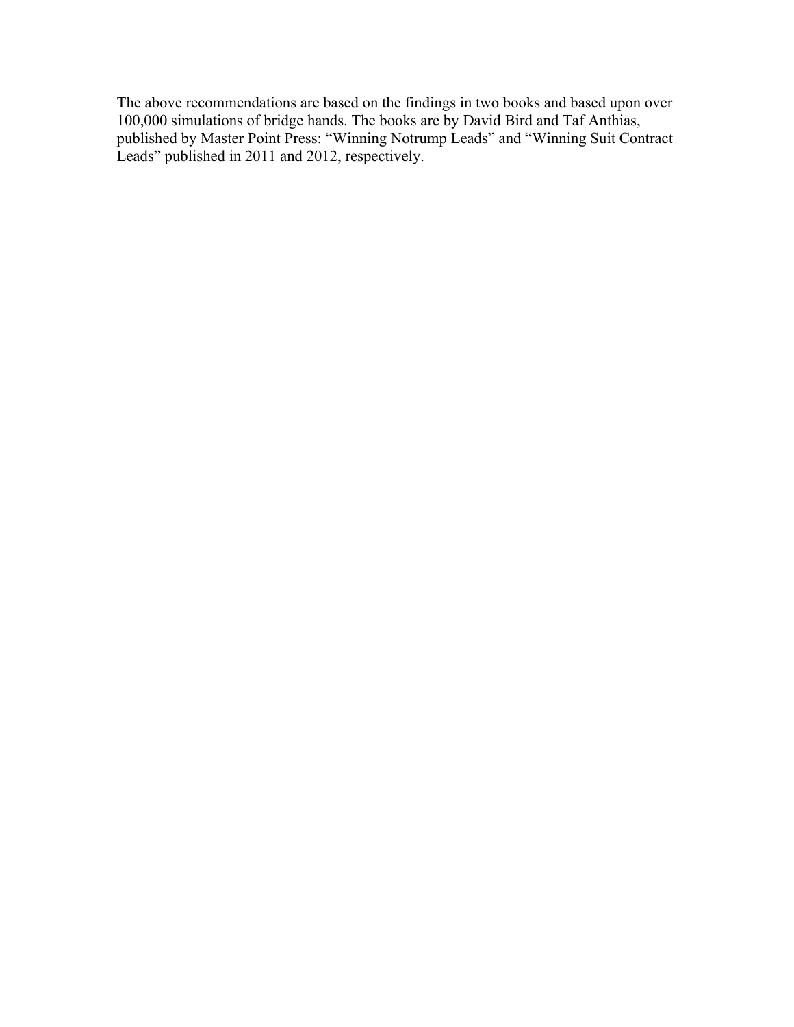The above recommendations are based on the findings in two books and based upon over 100,000 simulations of bridge hands. The books are by David Bird and Taf Anthias, published by Master Point Press: "Winning Notrump Leads" and "Winning Suit Contract Leads" published in 2011 and 2012, respectively.